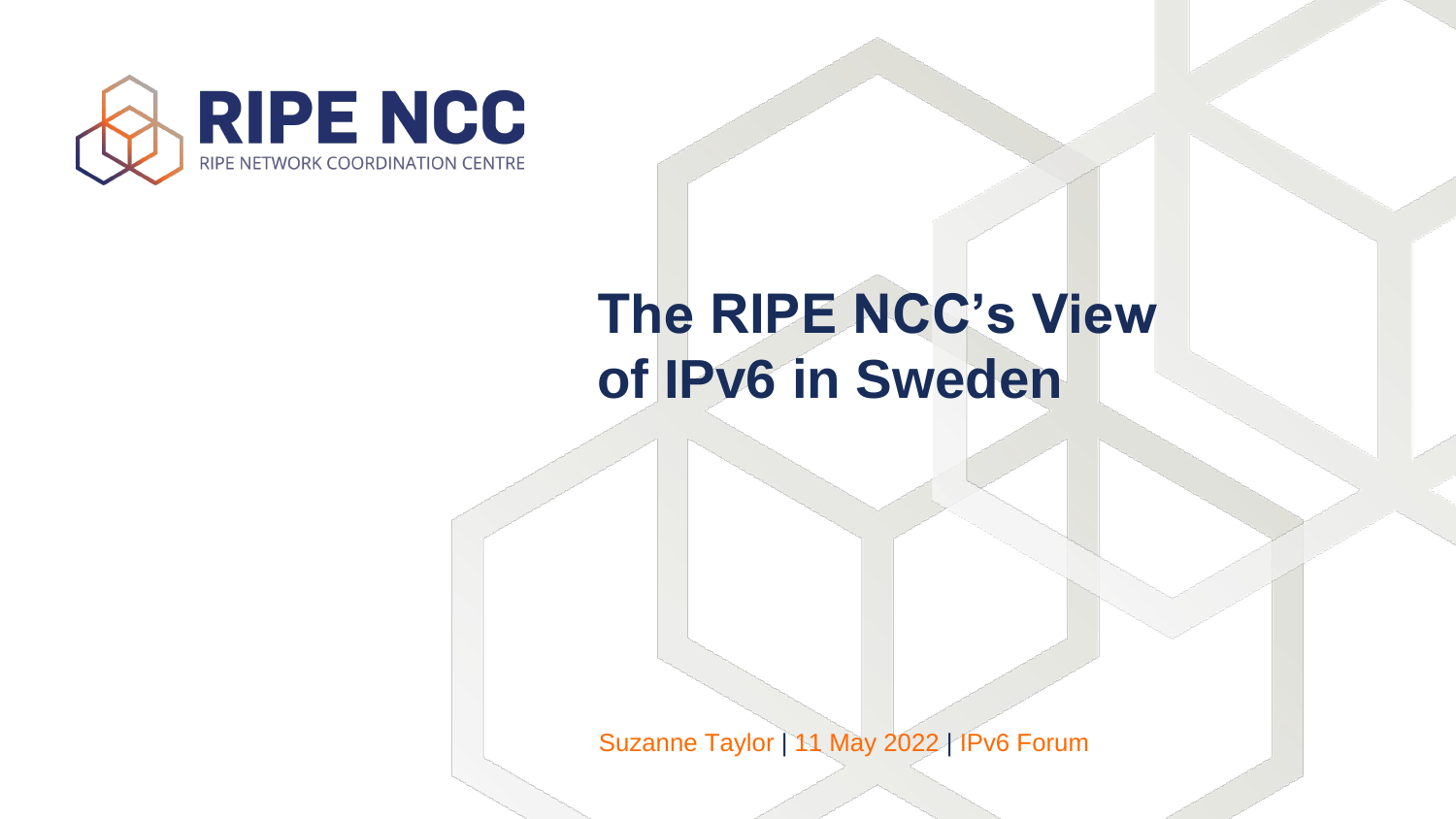RIPE NCC

RIPE NETWORK COORDINATION CENTRE

# The RIPE NCC's View of IPv6 in Sweden

Suzanne Taylor | 11 May 2022 | IPv6 Forum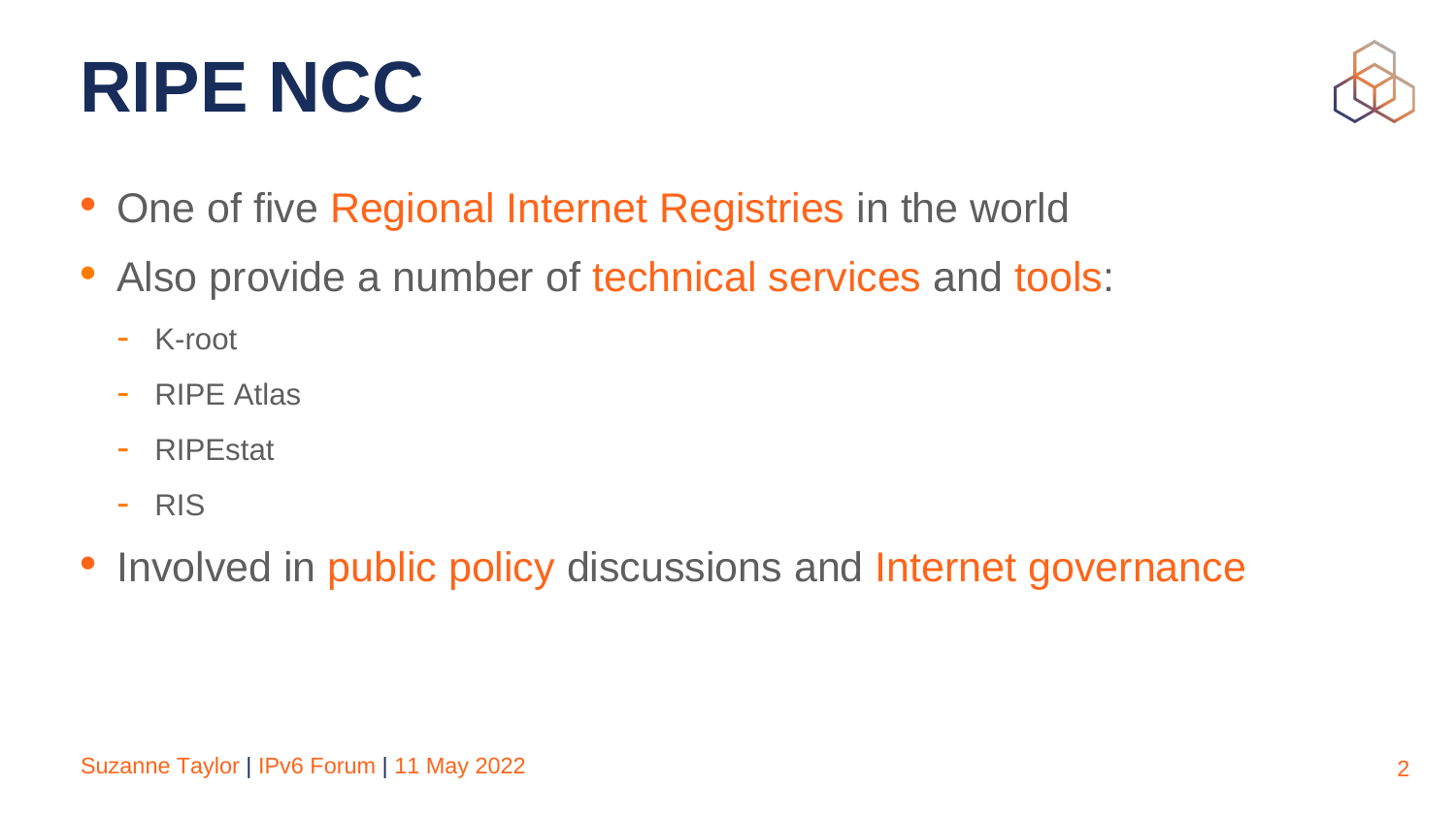# RIPE NCC

- One of five Regional Internet Registries in the world
- Also provide a number of technical services and tools:
  - K-root
  - RIPE Atlas
  - RIPEstat
  - RIS
- Involved in public policy discussions and Internet governance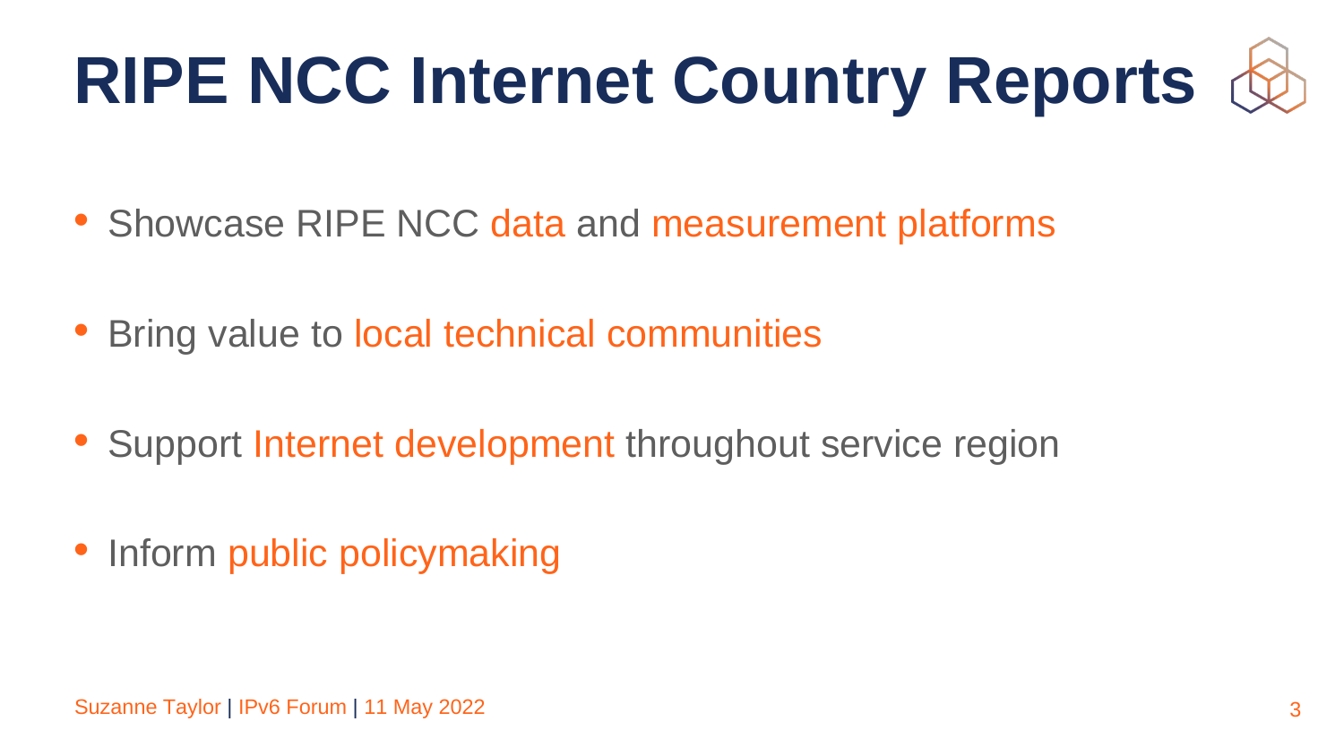# RIPE NCC Internet Country Reports

- Showcase RIPE NCC data and measurement platforms
- Bring value to local technical communities
- Support Internet development throughout service region
- Inform public policymaking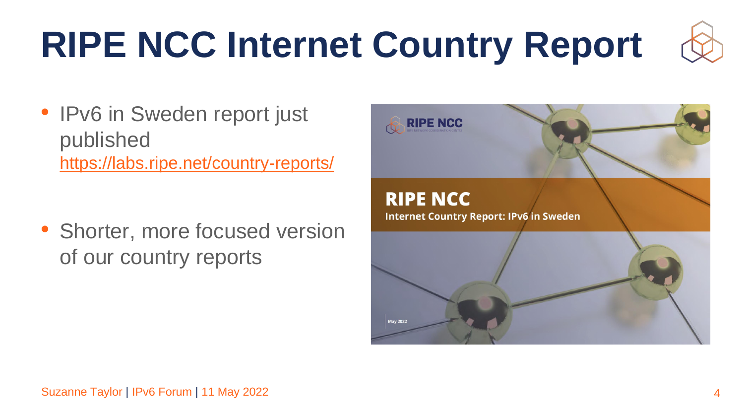# RIPE NCC Internet Country Report

- IPv6 in Sweden report just published
  https://labs.ripe.net/country-reports/

- Shorter, more focused version of our country reports

RIPE NCC

Internet Country Report: IPv6 in Sweden

May 2022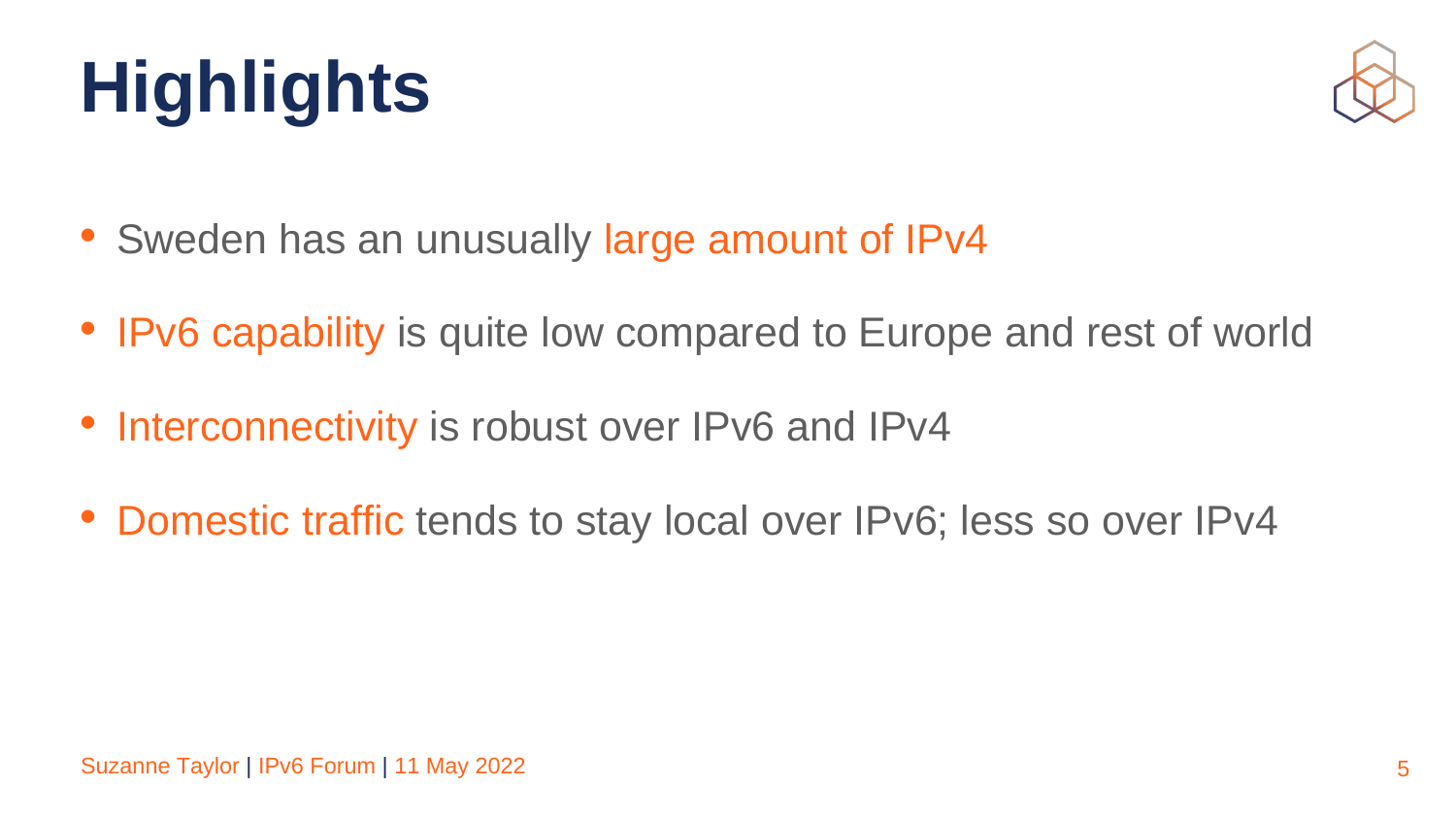# Highlights

- Sweden has an unusually large amount of IPv4
- IPv6 capability is quite low compared to Europe and rest of world
- Interconnectivity is robust over IPv6 and IPv4
- Domestic traffic tends to stay local over IPv6; less so over IPv4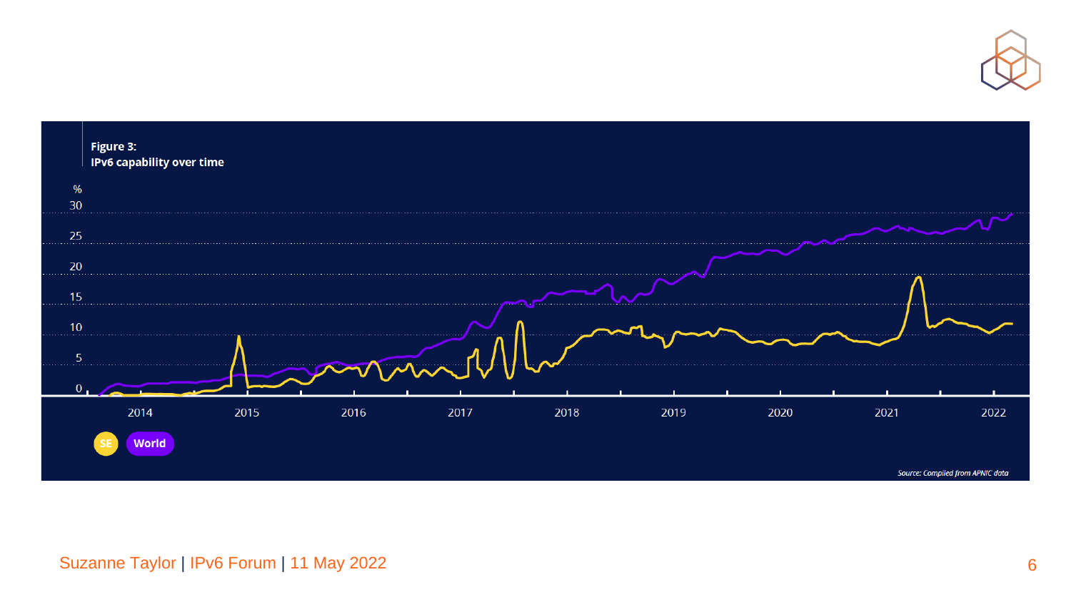**Figure 3:**
**IPv6 capability over time**

%

30

25

20

15

10

5

0

2014 2015 2016 2017 2018 2019 2020 2021 2022

SE World

*Source: Compiled from APNIC data*

Suzanne Taylor | IPv6 Forum | 11 May 2022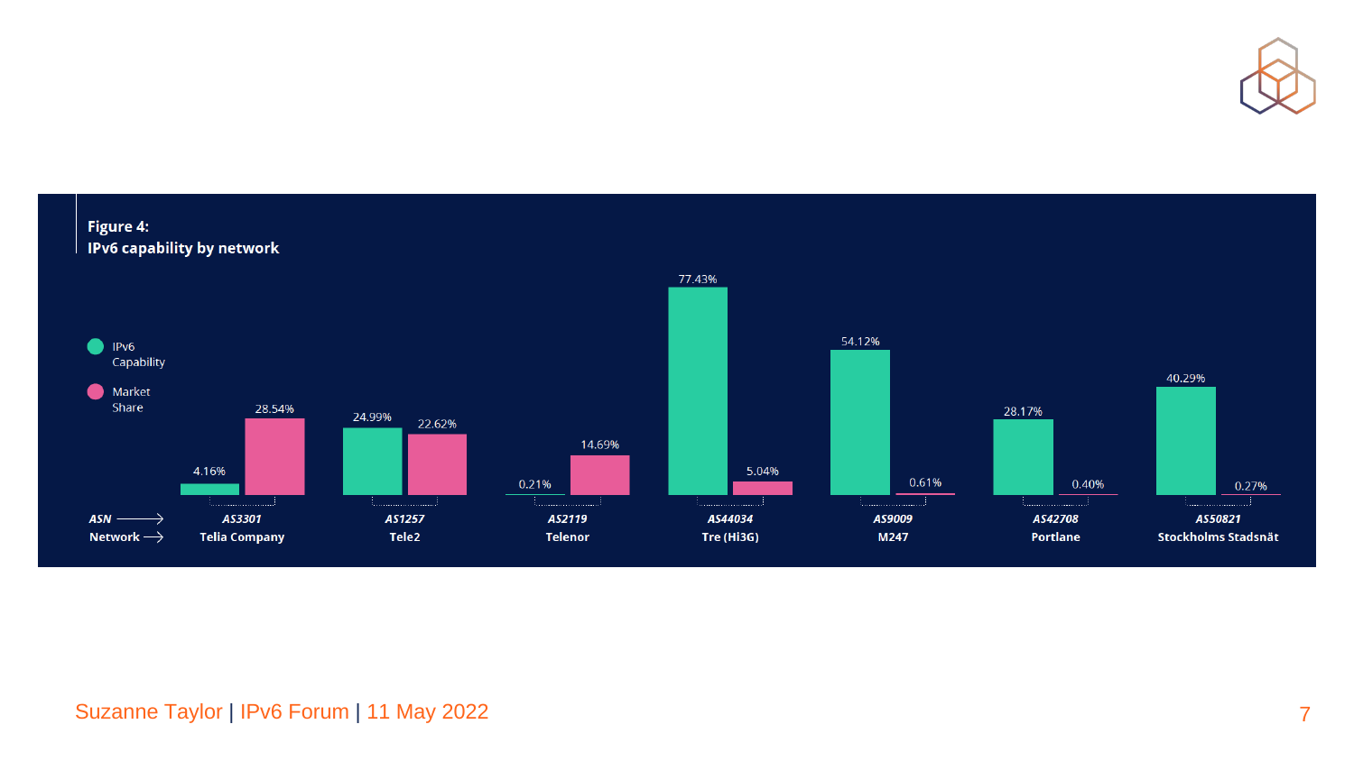**Figure 4:**
**IPv6 capability by network**

| ASN | Network | IPv6 Capability | Market Share |
|---|---|---|---|
| AS3301 | Telia Company | 4.16% | 28.54% |
| AS1257 | Tele2 | 24.99% | 22.62% |
| AS2119 | Telenor | 0.21% | 14.69% |
| AS44034 | Tre (Hi3G) | 77.43% | 5.04% |
| AS9009 | M247 | 54.12% | 0.61% |
| AS42708 | Portlane | 28.17% | 0.40% |
| AS50821 | Stockholms Stadsnät | 40.29% | 0.27% |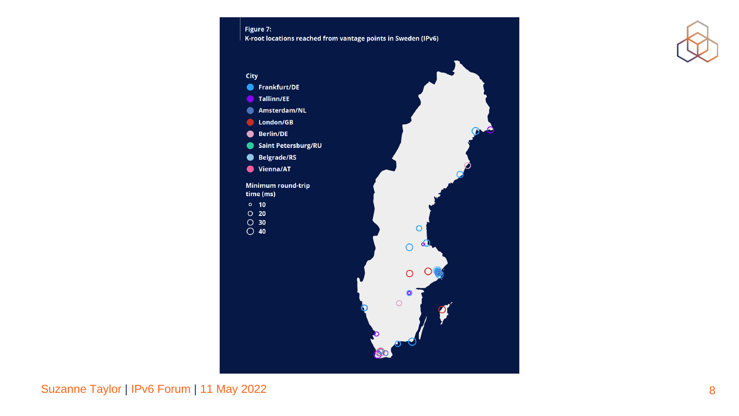**Figure 7:**
**K-root locations reached from vantage points in Sweden (IPv6)**

**City**

- Frankfurt/DE
- Tallinn/EE
- Amsterdam/NL
- London/GB
- Berlin/DE
- Saint Petersburg/RU
- Belgrade/RS
- Vienna/AT

**Minimum round-trip time (ms)**

- 10
- 20
- 30
- 40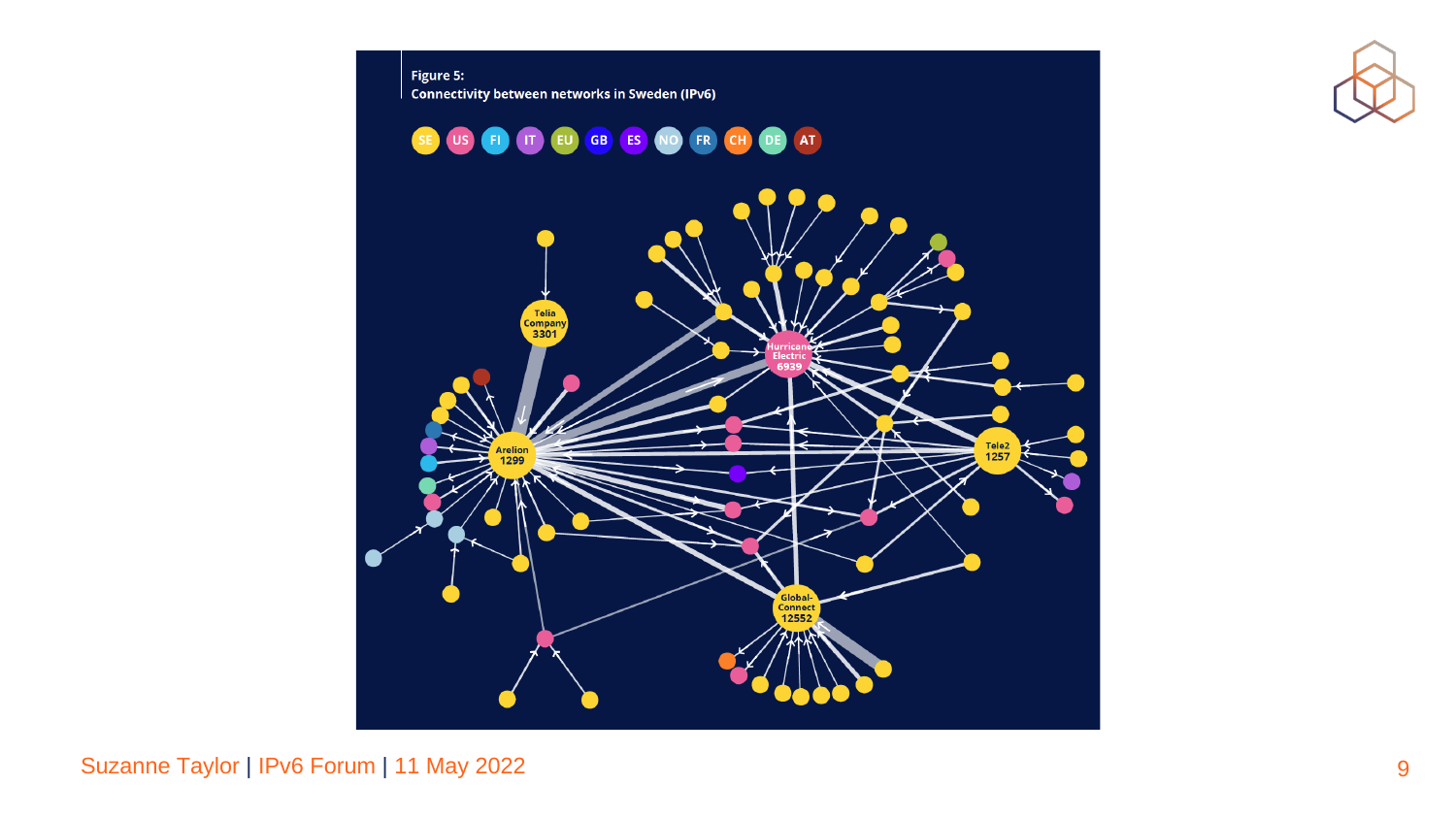**Figure 5:**
**Connectivity between networks in Sweden (IPv6)**

SE US FI IT EU GB ES NO FR CH DE AT

Telia Company 3301

Hurricane Electric 6939

Arelion 1299

Tele2 1257

GlobalConnect 12552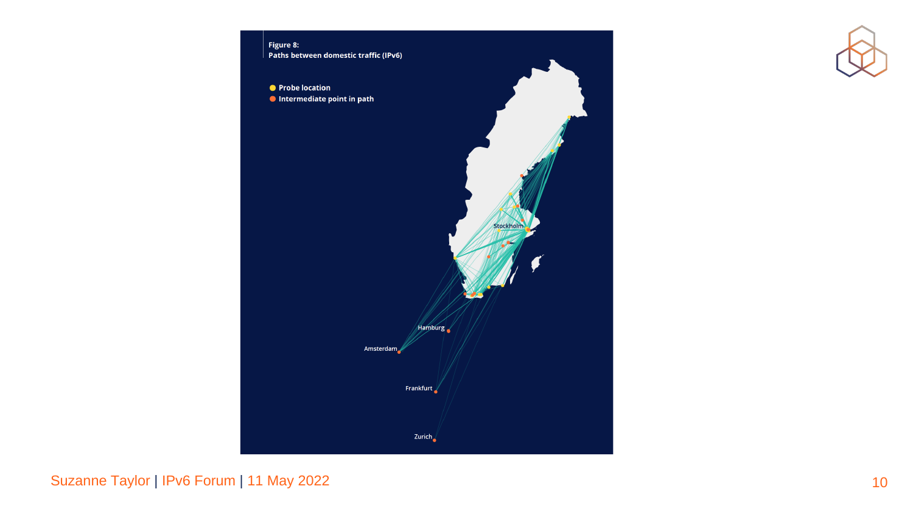**Figure 8:**
**Paths between domestic traffic (IPv6)**

- Probe location
- Intermediate point in path

Stockholm

Hamburg

Amsterdam

Frankfurt

Zurich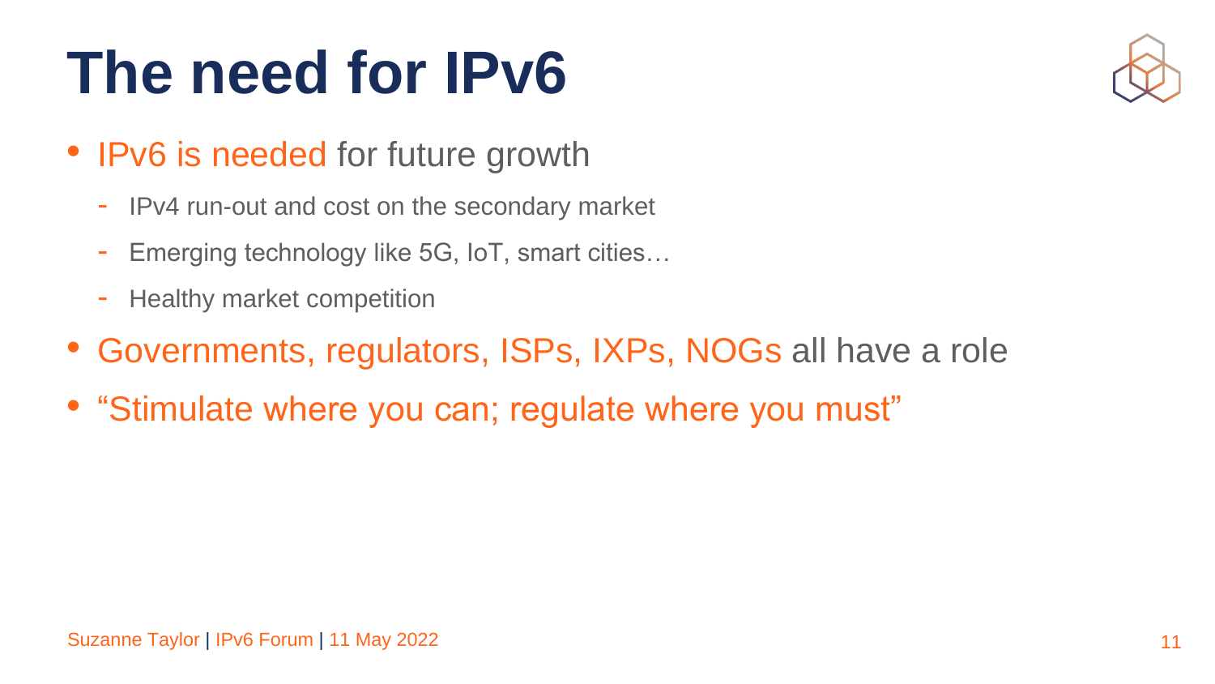# The need for IPv6

- IPv6 is needed for future growth
  - IPv4 run-out and cost on the secondary market
  - Emerging technology like 5G, IoT, smart cities…
  - Healthy market competition
- Governments, regulators, ISPs, IXPs, NOGs all have a role
- “Stimulate where you can; regulate where you must”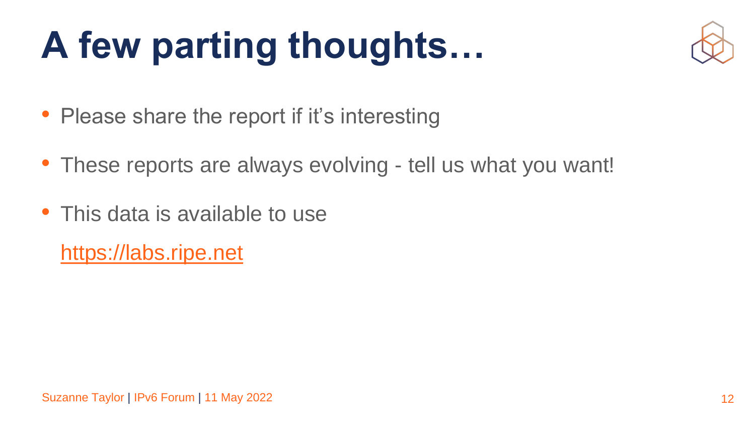# A few parting thoughts…

- Please share the report if it’s interesting
- These reports are always evolving - tell us what you want!
- This data is available to use

  https://labs.ripe.net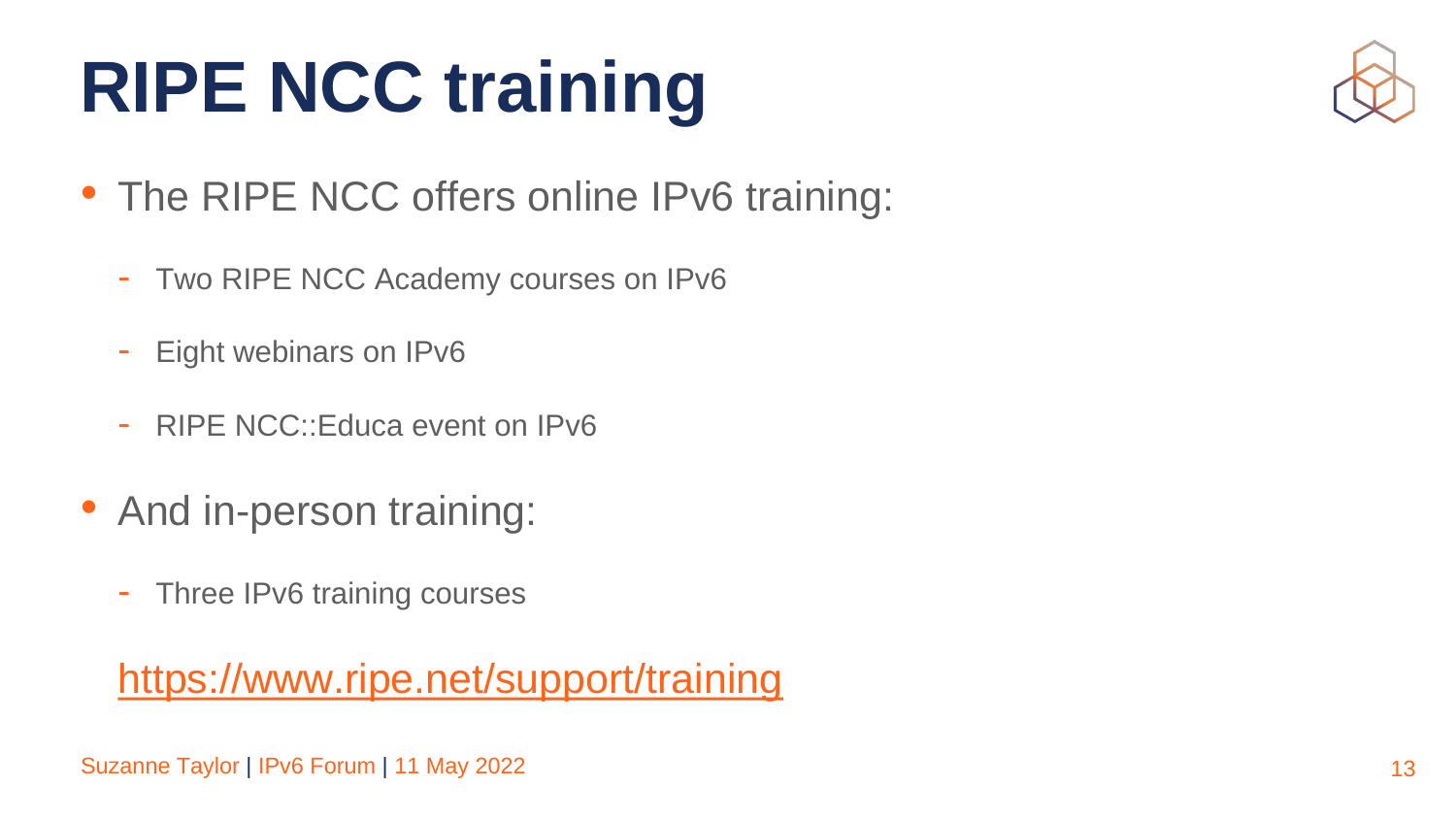# RIPE NCC training

- The RIPE NCC offers online IPv6 training:
  - Two RIPE NCC Academy courses on IPv6
  - Eight webinars on IPv6
  - RIPE NCC::Educa event on IPv6
- And in-person training:
  - Three IPv6 training courses

https://www.ripe.net/support/training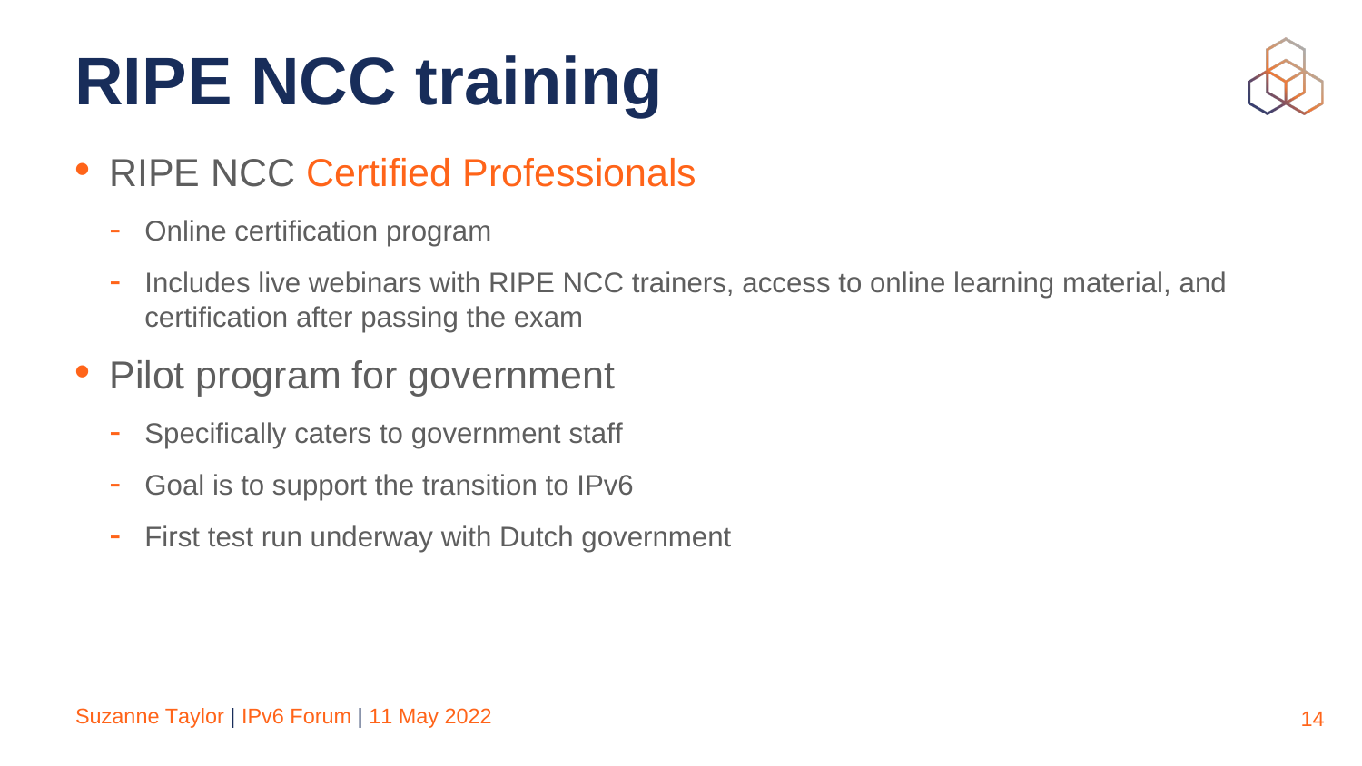# RIPE NCC training

- RIPE NCC Certified Professionals
  - Online certification program
  - Includes live webinars with RIPE NCC trainers, access to online learning material, and certification after passing the exam
- Pilot program for government
  - Specifically caters to government staff
  - Goal is to support the transition to IPv6
  - First test run underway with Dutch government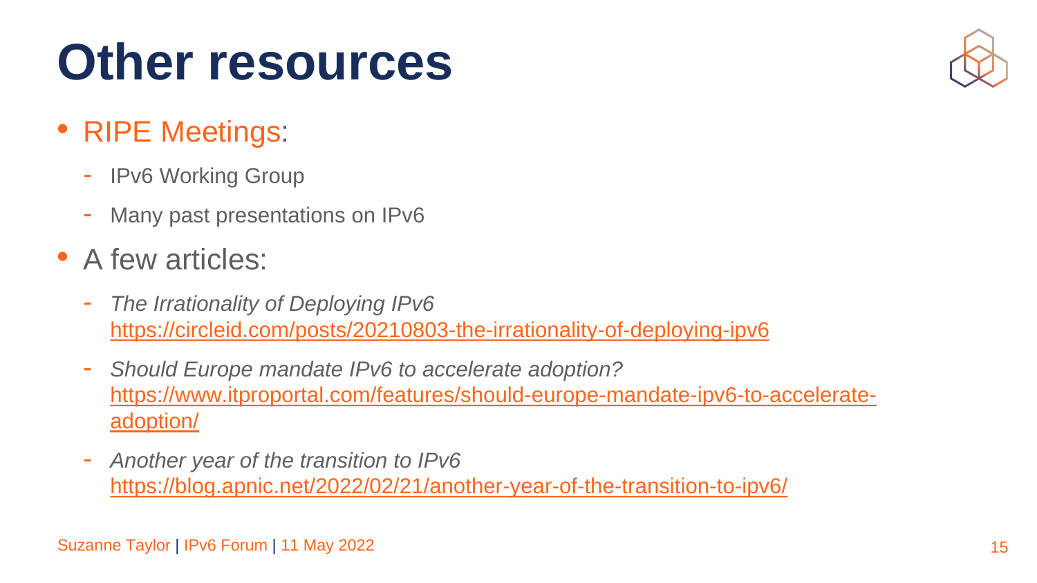# Other resources

- RIPE Meetings:
  - IPv6 Working Group
  - Many past presentations on IPv6
- A few articles:
  - *The Irrationality of Deploying IPv6*
    https://circleid.com/posts/20210803-the-irrationality-of-deploying-ipv6
  - *Should Europe mandate IPv6 to accelerate adoption?*
    https://www.itproportal.com/features/should-europe-mandate-ipv6-to-accelerate-adoption/
  - *Another year of the transition to IPv6*
    https://blog.apnic.net/2022/02/21/another-year-of-the-transition-to-ipv6/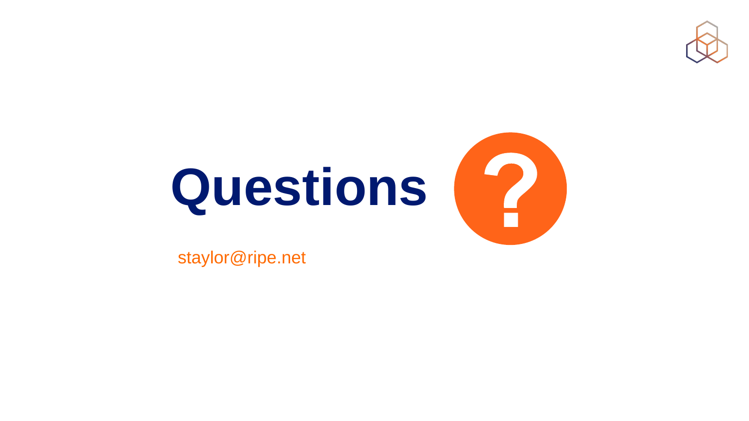# Questions

staylor@ripe.net